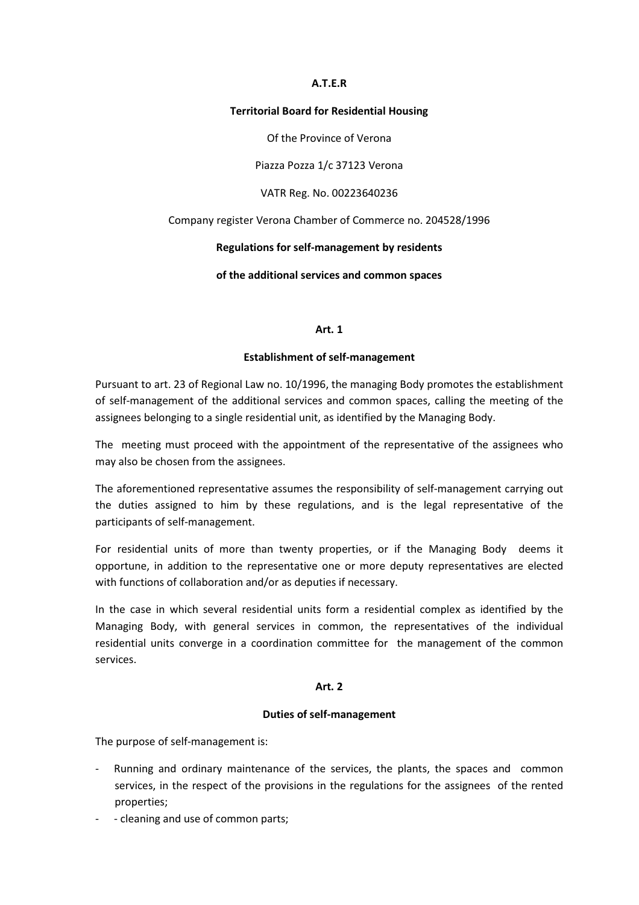**A.T.E.R**

**Territorial Board for Residential Housing**

Of the Province of Verona

Piazza Pozza 1/c 37123 Verona

VATR Reg. No. 00223640236

Company register Verona Chamber of Commerce no. 204528/1996

**Regulations for self-management by residents**

**of the additional services and common spaces**

## Art. 1

### Establishment of self-management

Pursuant to art. 23 of Regional Law no. 10/1996, the managing Body promotes the establishment of self-management of the additional services and common spaces, calling the meeting of the assignees belonging to a single residential unit, as identified by the Managing Body.

The meeting must proceed with the appointment of the representative of the assignees who may also be chosen from the assignees.

The aforementioned representative assumes the responsibility of self-management carrying out the duties assigned to him by these regulations, and is the legal representative of the participants of self-management.

For residential units of more than twenty properties, or if the Managing Body deems it opportune, in addition to the representative one or more deputy representatives are elected with functions of collaboration and/or as deputies if necessary.

In the case in which several residential units form a residential complex as identified by the Managing Body, with general services in common, the representatives of the individual residential units converge in a coordination committee for the management of the common services.

## Art. 2

### Duties of self-management

The purpose of self-management is:

- Running and ordinary maintenance of the services, the plants, the spaces and common services, in the respect of the provisions in the regulations for the assignees of the rented properties;
- - cleaning and use of common parts;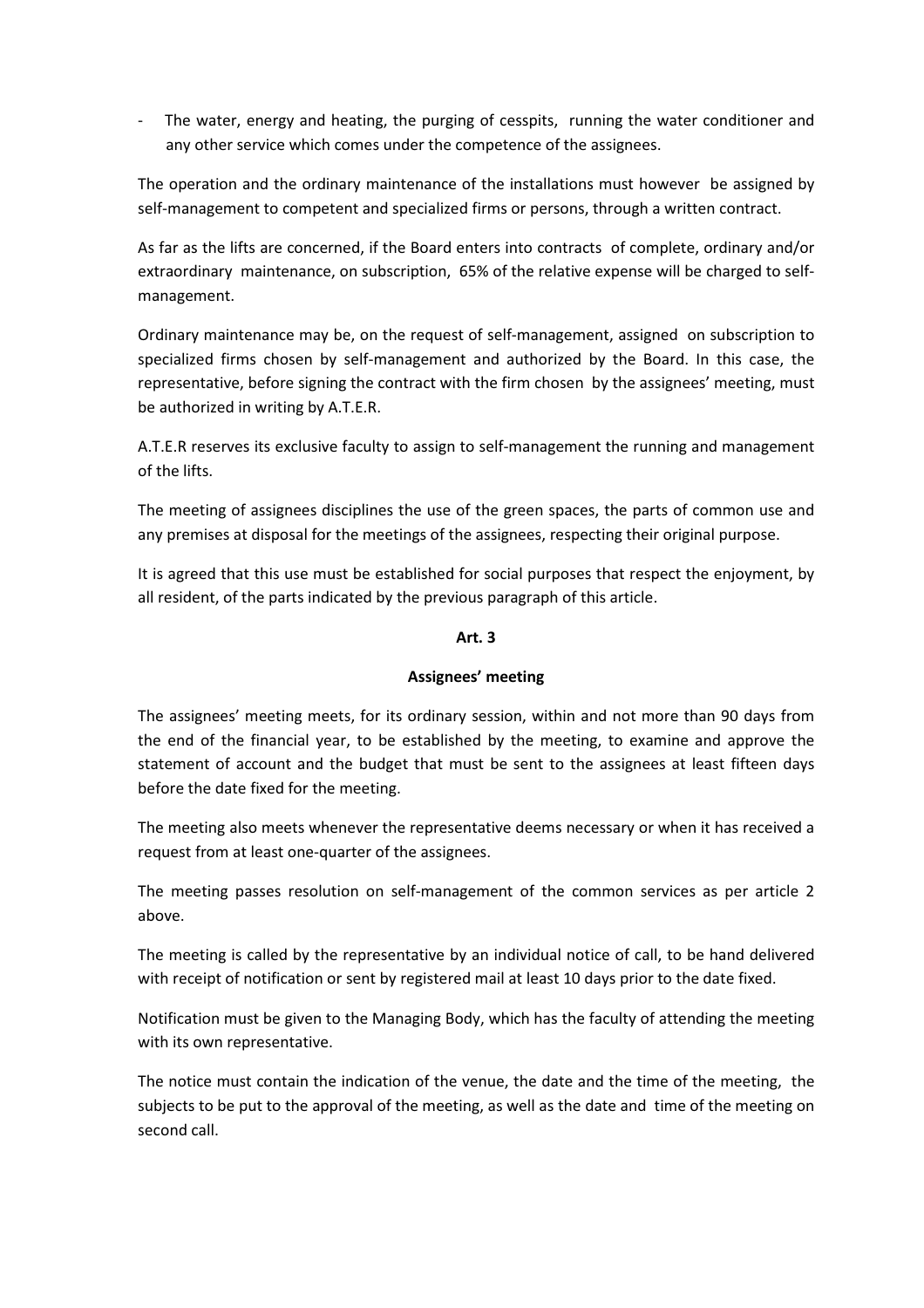- The water, energy and heating, the purging of cesspits, running the water conditioner and any other service which comes under the competence of the assignees.

The operation and the ordinary maintenance of the installations must however be assigned by self-management to competent and specialized firms or persons, through a written contract.

As far as the lifts are concerned, if the Board enters into contracts of complete, ordinary and/or extraordinary maintenance, on subscription, 65% of the relative expense will be charged to self-management.

Ordinary maintenance may be, on the request of self-management, assigned on subscription to specialized firms chosen by self-management and authorized by the Board. In this case, the representative, before signing the contract with the firm chosen by the assignees' meeting, must be authorized in writing by A.T.E.R.

A.T.E.R reserves its exclusive faculty to assign to self-management the running and management of the lifts.

The meeting of assignees disciplines the use of the green spaces, the parts of common use and any premises at disposal for the meetings of the assignees, respecting their original purpose.

It is agreed that this use must be established for social purposes that respect the enjoyment, by all resident, of the parts indicated by the previous paragraph of this article.

**Art. 3**

**Assignees' meeting**

The assignees' meeting meets, for its ordinary session, within and not more than 90 days from the end of the financial year, to be established by the meeting, to examine and approve the statement of account and the budget that must be sent to the assignees at least fifteen days before the date fixed for the meeting.

The meeting also meets whenever the representative deems necessary or when it has received a request from at least one-quarter of the assignees.

The meeting passes resolution on self-management of the common services as per article 2 above.

The meeting is called by the representative by an individual notice of call, to be hand delivered with receipt of notification or sent by registered mail at least 10 days prior to the date fixed.

Notification must be given to the Managing Body, which has the faculty of attending the meeting with its own representative.

The notice must contain the indication of the venue, the date and the time of the meeting, the subjects to be put to the approval of the meeting, as well as the date and time of the meeting on second call.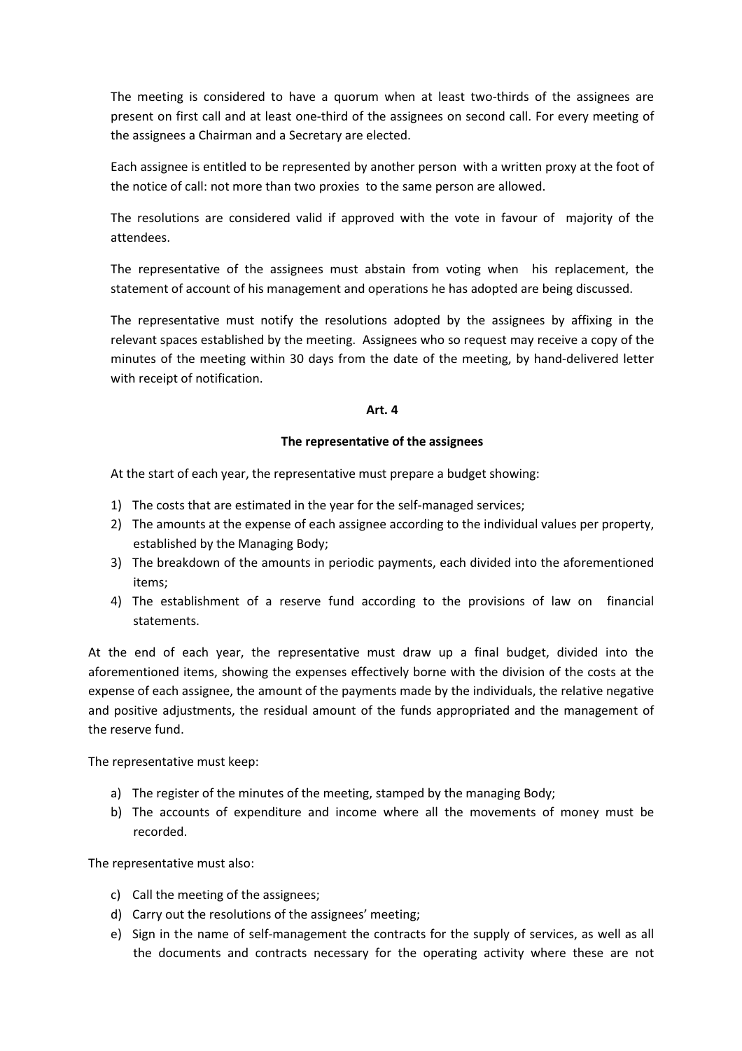The meeting is considered to have a quorum when at least two-thirds of the assignees are present on first call and at least one-third of the assignees on second call. For every meeting of the assignees a Chairman and a Secretary are elected.

Each assignee is entitled to be represented by another person with a written proxy at the foot of the notice of call: not more than two proxies to the same person are allowed.

The resolutions are considered valid if approved with the vote in favour of majority of the attendees.

The representative of the assignees must abstain from voting when his replacement, the statement of account of his management and operations he has adopted are being discussed.

The representative must notify the resolutions adopted by the assignees by affixing in the relevant spaces established by the meeting. Assignees who so request may receive a copy of the minutes of the meeting within 30 days from the date of the meeting, by hand-delivered letter with receipt of notification.

**Art. 4**

**The representative of the assignees**

At the start of each year, the representative must prepare a budget showing:

1) The costs that are estimated in the year for the self-managed services;
2) The amounts at the expense of each assignee according to the individual values per property, established by the Managing Body;
3) The breakdown of the amounts in periodic payments, each divided into the aforementioned items;
4) The establishment of a reserve fund according to the provisions of law on financial statements.

At the end of each year, the representative must draw up a final budget, divided into the aforementioned items, showing the expenses effectively borne with the division of the costs at the expense of each assignee, the amount of the payments made by the individuals, the relative negative and positive adjustments, the residual amount of the funds appropriated and the management of the reserve fund.

The representative must keep:

a) The register of the minutes of the meeting, stamped by the managing Body;
b) The accounts of expenditure and income where all the movements of money must be recorded.

The representative must also:

c) Call the meeting of the assignees;
d) Carry out the resolutions of the assignees' meeting;
e) Sign in the name of self-management the contracts for the supply of services, as well as all the documents and contracts necessary for the operating activity where these are not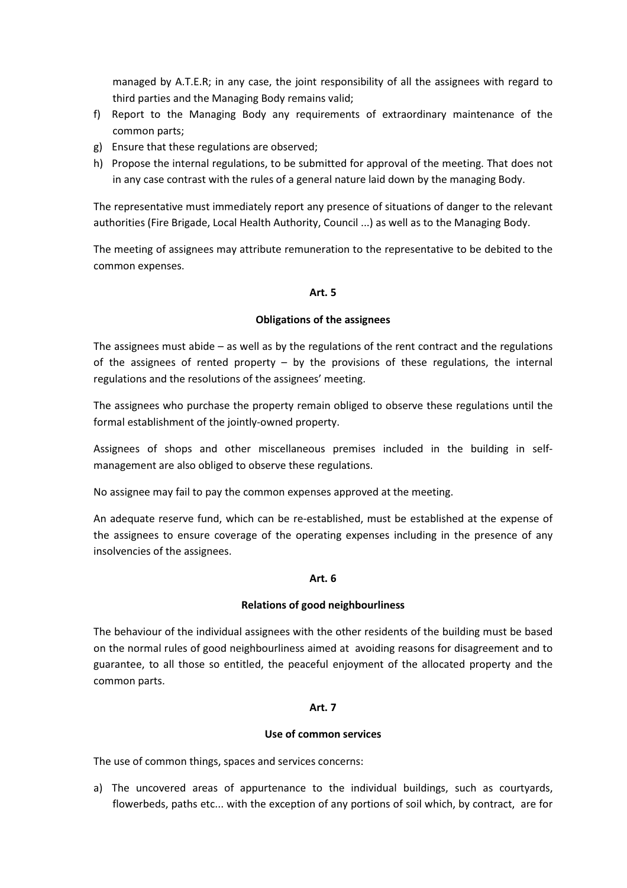managed by A.T.E.R; in any case, the joint responsibility of all the assignees with regard to third parties and the Managing Body remains valid;

f) Report to the Managing Body any requirements of extraordinary maintenance of the common parts;
g) Ensure that these regulations are observed;
h) Propose the internal regulations, to be submitted for approval of the meeting. That does not in any case contrast with the rules of a general nature laid down by the managing Body.

The representative must immediately report any presence of situations of danger to the relevant authorities (Fire Brigade, Local Health Authority, Council ...) as well as to the Managing Body.

The meeting of assignees may attribute remuneration to the representative to be debited to the common expenses.

**Art. 5**

**Obligations of the assignees**

The assignees must abide – as well as by the regulations of the rent contract and the regulations of the assignees of rented property – by the provisions of these regulations, the internal regulations and the resolutions of the assignees' meeting.

The assignees who purchase the property remain obliged to observe these regulations until the formal establishment of the jointly-owned property.

Assignees of shops and other miscellaneous premises included in the building in self-management are also obliged to observe these regulations.

No assignee may fail to pay the common expenses approved at the meeting.

An adequate reserve fund, which can be re-established, must be established at the expense of the assignees to ensure coverage of the operating expenses including in the presence of any insolvencies of the assignees.

**Art. 6**

**Relations of good neighbourliness**

The behaviour of the individual assignees with the other residents of the building must be based on the normal rules of good neighbourliness aimed at avoiding reasons for disagreement and to guarantee, to all those so entitled, the peaceful enjoyment of the allocated property and the common parts.

**Art. 7**

**Use of common services**

The use of common things, spaces and services concerns:

a) The uncovered areas of appurtenance to the individual buildings, such as courtyards, flowerbeds, paths etc... with the exception of any portions of soil which, by contract, are for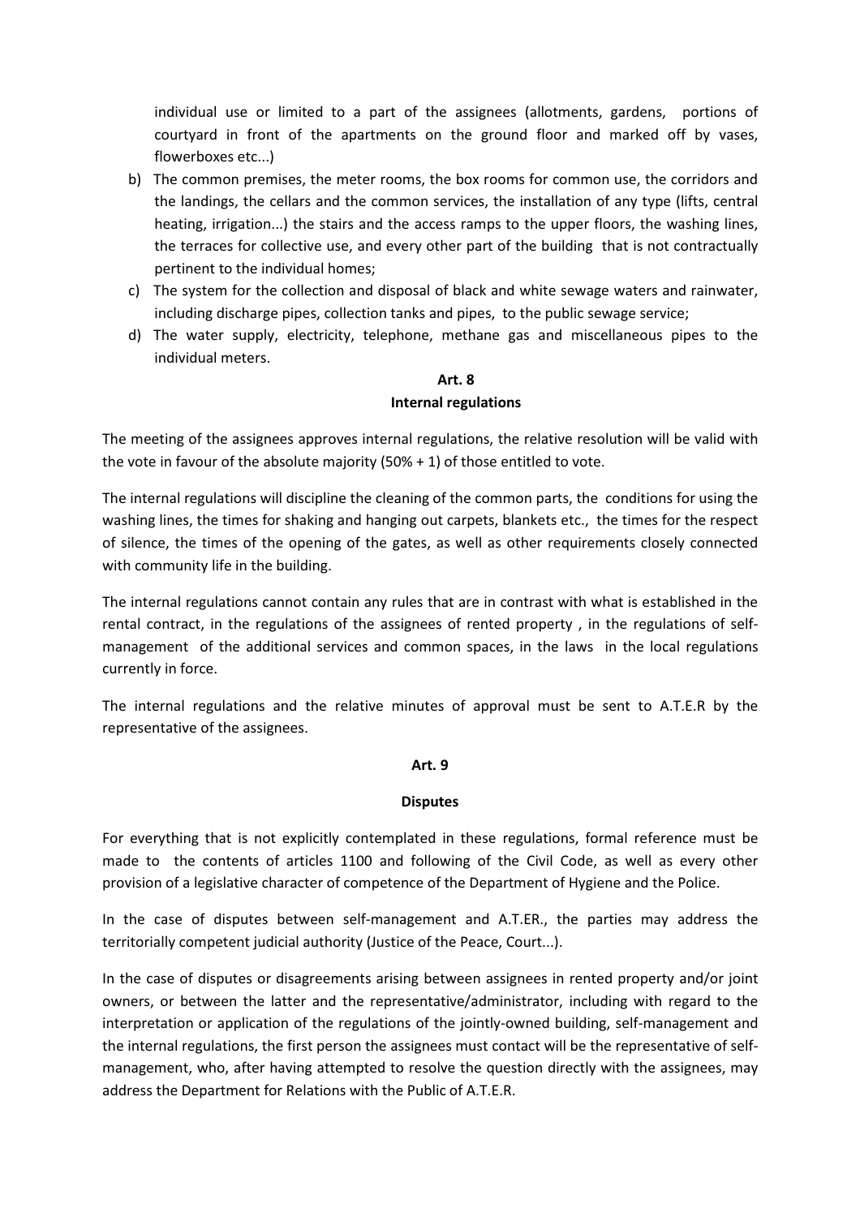individual use or limited to a part of the assignees (allotments, gardens, portions of courtyard in front of the apartments on the ground floor and marked off by vases, flowerboxes etc...)

b) The common premises, the meter rooms, the box rooms for common use, the corridors and the landings, the cellars and the common services, the installation of any type (lifts, central heating, irrigation...) the stairs and the access ramps to the upper floors, the washing lines, the terraces for collective use, and every other part of the building that is not contractually pertinent to the individual homes;
c) The system for the collection and disposal of black and white sewage waters and rainwater, including discharge pipes, collection tanks and pipes, to the public sewage service;
d) The water supply, electricity, telephone, methane gas and miscellaneous pipes to the individual meters.

**Art. 8**

**Internal regulations**

The meeting of the assignees approves internal regulations, the relative resolution will be valid with the vote in favour of the absolute majority (50% + 1) of those entitled to vote.

The internal regulations will discipline the cleaning of the common parts, the conditions for using the washing lines, the times for shaking and hanging out carpets, blankets etc., the times for the respect of silence, the times of the opening of the gates, as well as other requirements closely connected with community life in the building.

The internal regulations cannot contain any rules that are in contrast with what is established in the rental contract, in the regulations of the assignees of rented property , in the regulations of self-management of the additional services and common spaces, in the laws in the local regulations currently in force.

The internal regulations and the relative minutes of approval must be sent to A.T.E.R by the representative of the assignees.

**Art. 9**

**Disputes**

For everything that is not explicitly contemplated in these regulations, formal reference must be made to the contents of articles 1100 and following of the Civil Code, as well as every other provision of a legislative character of competence of the Department of Hygiene and the Police.

In the case of disputes between self-management and A.T.ER., the parties may address the territorially competent judicial authority (Justice of the Peace, Court...).

In the case of disputes or disagreements arising between assignees in rented property and/or joint owners, or between the latter and the representative/administrator, including with regard to the interpretation or application of the regulations of the jointly-owned building, self-management and the internal regulations, the first person the assignees must contact will be the representative of self-management, who, after having attempted to resolve the question directly with the assignees, may address the Department for Relations with the Public of A.T.E.R.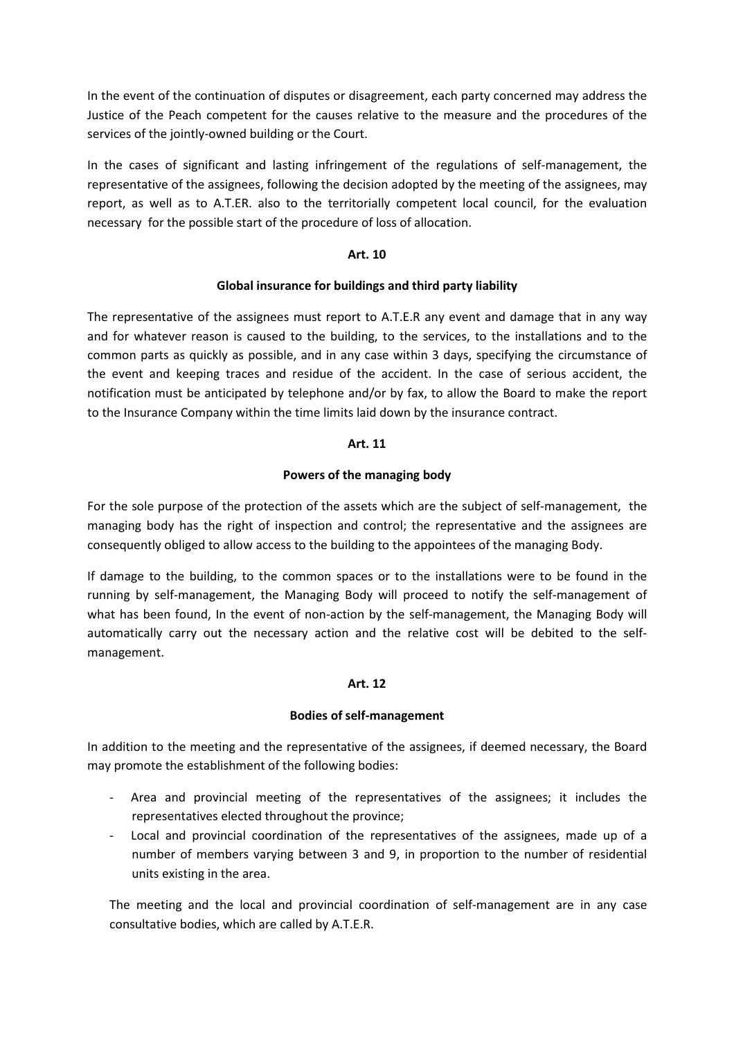In the event of the continuation of disputes or disagreement, each party concerned may address the Justice of the Peach competent for the causes relative to the measure and the procedures of the services of the jointly-owned building or the Court.

In the cases of significant and lasting infringement of the regulations of self-management, the representative of the assignees, following the decision adopted by the meeting of the assignees, may report, as well as to A.T.ER. also to the territorially competent local council, for the evaluation necessary for the possible start of the procedure of loss of allocation.

**Art. 10**

**Global insurance for buildings and third party liability**

The representative of the assignees must report to A.T.E.R any event and damage that in any way and for whatever reason is caused to the building, to the services, to the installations and to the common parts as quickly as possible, and in any case within 3 days, specifying the circumstance of the event and keeping traces and residue of the accident. In the case of serious accident, the notification must be anticipated by telephone and/or by fax, to allow the Board to make the report to the Insurance Company within the time limits laid down by the insurance contract.

**Art. 11**

**Powers of the managing body**

For the sole purpose of the protection of the assets which are the subject of self-management, the managing body has the right of inspection and control; the representative and the assignees are consequently obliged to allow access to the building to the appointees of the managing Body.

If damage to the building, to the common spaces or to the installations were to be found in the running by self-management, the Managing Body will proceed to notify the self-management of what has been found, In the event of non-action by the self-management, the Managing Body will automatically carry out the necessary action and the relative cost will be debited to the self-management.

**Art. 12**

**Bodies of self-management**

In addition to the meeting and the representative of the assignees, if deemed necessary, the Board may promote the establishment of the following bodies:

- Area and provincial meeting of the representatives of the assignees; it includes the representatives elected throughout the province;
- Local and provincial coordination of the representatives of the assignees, made up of a number of members varying between 3 and 9, in proportion to the number of residential units existing in the area.

The meeting and the local and provincial coordination of self-management are in any case consultative bodies, which are called by A.T.E.R.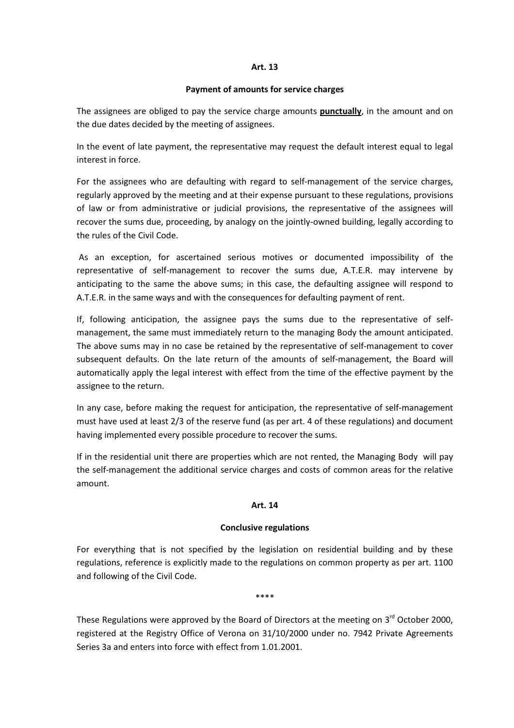## Art. 13

### Payment of amounts for service charges

The assignees are obliged to pay the service charge amounts **<u>punctually</u>**, in the amount and on the due dates decided by the meeting of assignees.

In the event of late payment, the representative may request the default interest equal to legal interest in force.

For the assignees who are defaulting with regard to self-management of the service charges, regularly approved by the meeting and at their expense pursuant to these regulations, provisions of law or from administrative or judicial provisions, the representative of the assignees will recover the sums due, proceeding, by analogy on the jointly-owned building, legally according to the rules of the Civil Code.

As an exception, for ascertained serious motives or documented impossibility of the representative of self-management to recover the sums due, A.T.E.R. may intervene by anticipating to the same the above sums; in this case, the defaulting assignee will respond to A.T.E.R. in the same ways and with the consequences for defaulting payment of rent.

If, following anticipation, the assignee pays the sums due to the representative of self-management, the same must immediately return to the managing Body the amount anticipated. The above sums may in no case be retained by the representative of self-management to cover subsequent defaults. On the late return of the amounts of self-management, the Board will automatically apply the legal interest with effect from the time of the effective payment by the assignee to the return.

In any case, before making the request for anticipation, the representative of self-management must have used at least 2/3 of the reserve fund (as per art. 4 of these regulations) and document having implemented every possible procedure to recover the sums.

If in the residential unit there are properties which are not rented, the Managing Body will pay the self-management the additional service charges and costs of common areas for the relative amount.

## Art. 14

### Conclusive regulations

For everything that is not specified by the legislation on residential building and by these regulations, reference is explicitly made to the regulations on common property as per art. 1100 and following of the Civil Code.

\*\*\*\*

These Regulations were approved by the Board of Directors at the meeting on 3rd October 2000, registered at the Registry Office of Verona on 31/10/2000 under no. 7942 Private Agreements Series 3a and enters into force with effect from 1.01.2001.